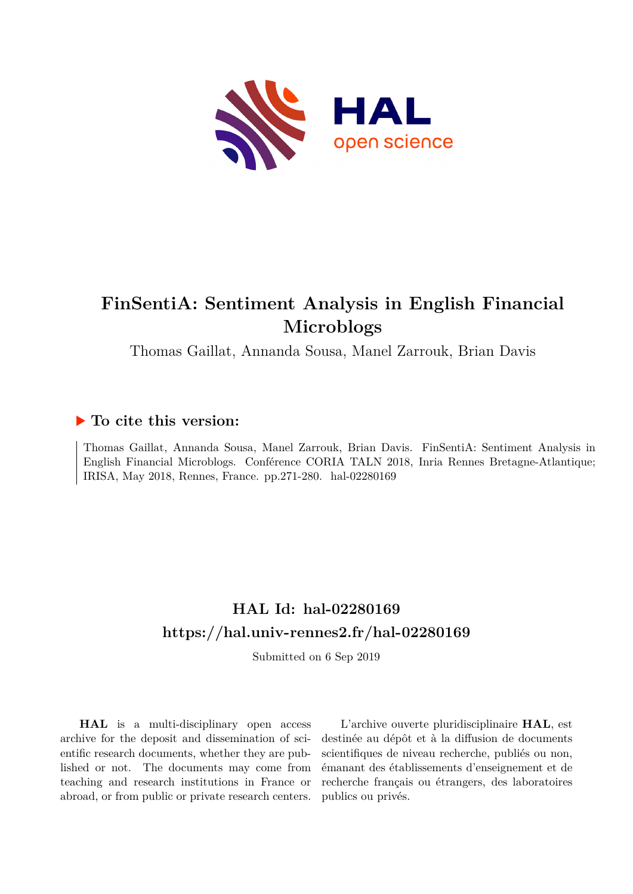# FinSentiA: Sentiment Analysis in English Financial Microblogs

Thomas Gaillat, Annanda Sousa, Manel Zarrouk, Brian Davis

## ▶ To cite this version:

Thomas Gaillat, Annanda Sousa, Manel Zarrouk, Brian Davis. FinSentiA: Sentiment Analysis in English Financial Microblogs. Conférence CORIA TALN 2018, Inria Rennes Bretagne-Atlantique; IRISA, May 2018, Rennes, France. pp.271-280. hal-02280169

## HAL Id: hal-02280169
## https://hal.univ-rennes2.fr/hal-02280169

Submitted on 6 Sep 2019

**HAL** is a multi-disciplinary open access archive for the deposit and dissemination of scientific research documents, whether they are published or not. The documents may come from teaching and research institutions in France or abroad, or from public or private research centers.

L'archive ouverte pluridisciplinaire **HAL**, est destinée au dépôt et à la diffusion de documents scientifiques de niveau recherche, publiés ou non, émanant des établissements d'enseignement et de recherche français ou étrangers, des laboratoires publics ou privés.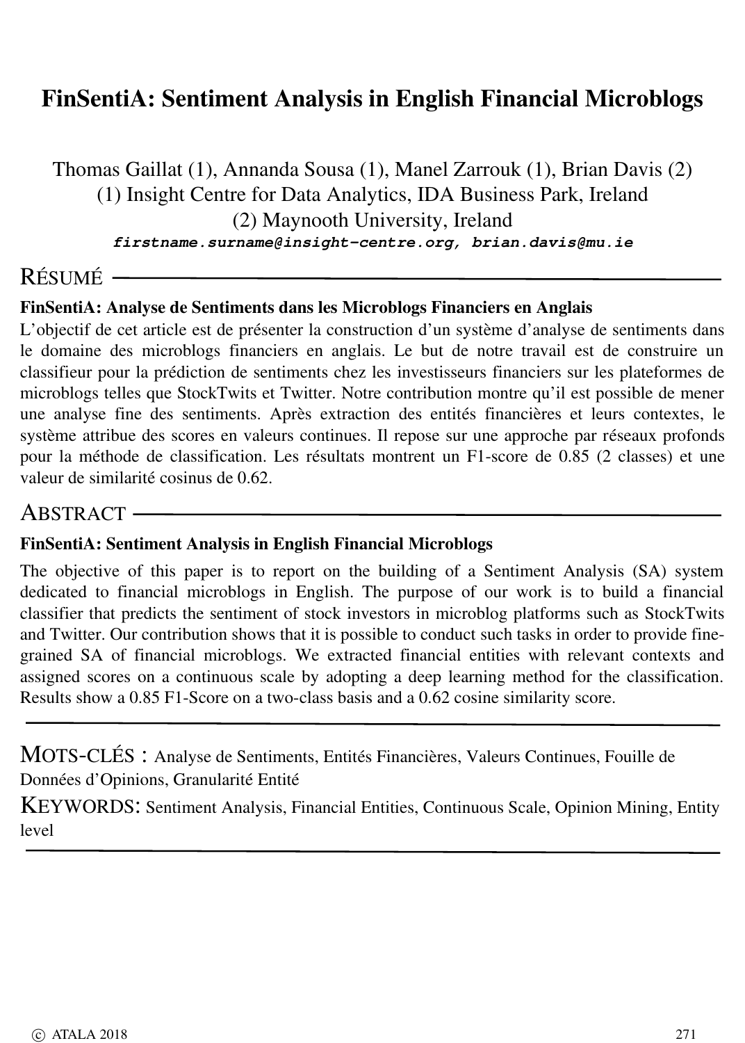# FinSentiA: Sentiment Analysis in English Financial Microblogs

Thomas Gaillat (1), Annanda Sousa (1), Manel Zarrouk (1), Brian Davis (2)
(1) Insight Centre for Data Analytics, IDA Business Park, Ireland
(2) Maynooth University, Ireland
firstname.surname@insight-centre.org, brian.davis@mu.ie

## RÉSUMÉ

**FinSentiA: Analyse de Sentiments dans les Microblogs Financiers en Anglais**

L'objectif de cet article est de présenter la construction d'un système d'analyse de sentiments dans le domaine des microblogs financiers en anglais. Le but de notre travail est de construire un classifieur pour la prédiction de sentiments chez les investisseurs financiers sur les plateformes de microblogs telles que StockTwits et Twitter. Notre contribution montre qu'il est possible de mener une analyse fine des sentiments. Après extraction des entités financières et leurs contextes, le système attribue des scores en valeurs continues. Il repose sur une approche par réseaux profonds pour la méthode de classification. Les résultats montrent un F1-score de 0.85 (2 classes) et une valeur de similarité cosinus de 0.62.

## ABSTRACT

**FinSentiA: Sentiment Analysis in English Financial Microblogs**

The objective of this paper is to report on the building of a Sentiment Analysis (SA) system dedicated to financial microblogs in English. The purpose of our work is to build a financial classifier that predicts the sentiment of stock investors in microblog platforms such as StockTwits and Twitter. Our contribution shows that it is possible to conduct such tasks in order to provide fine-grained SA of financial microblogs. We extracted financial entities with relevant contexts and assigned scores on a continuous scale by adopting a deep learning method for the classification. Results show a 0.85 F1-Score on a two-class basis and a 0.62 cosine similarity score.

MOTS-CLÉS : Analyse de Sentiments, Entités Financières, Valeurs Continues, Fouille de Données d'Opinions, Granularité Entité

KEYWORDS: Sentiment Analysis, Financial Entities, Continuous Scale, Opinion Mining, Entity level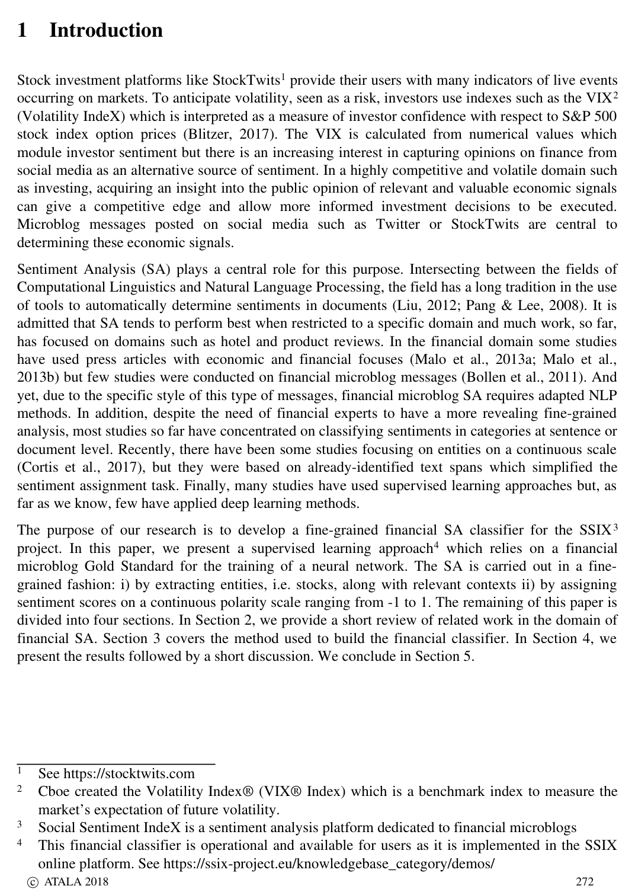# 1 Introduction

Stock investment platforms like StockTwits[1] provide their users with many indicators of live events occurring on markets. To anticipate volatility, seen as a risk, investors use indexes such as the VIX[2] (Volatility IndeX) which is interpreted as a measure of investor confidence with respect to S&P 500 stock index option prices (Blitzer, 2017). The VIX is calculated from numerical values which module investor sentiment but there is an increasing interest in capturing opinions on finance from social media as an alternative source of sentiment. In a highly competitive and volatile domain such as investing, acquiring an insight into the public opinion of relevant and valuable economic signals can give a competitive edge and allow more informed investment decisions to be executed. Microblog messages posted on social media such as Twitter or StockTwits are central to determining these economic signals.

Sentiment Analysis (SA) plays a central role for this purpose. Intersecting between the fields of Computational Linguistics and Natural Language Processing, the field has a long tradition in the use of tools to automatically determine sentiments in documents (Liu, 2012; Pang & Lee, 2008). It is admitted that SA tends to perform best when restricted to a specific domain and much work, so far, has focused on domains such as hotel and product reviews. In the financial domain some studies have used press articles with economic and financial focuses (Malo et al., 2013a; Malo et al., 2013b) but few studies were conducted on financial microblog messages (Bollen et al., 2011). And yet, due to the specific style of this type of messages, financial microblog SA requires adapted NLP methods. In addition, despite the need of financial experts to have a more revealing fine-grained analysis, most studies so far have concentrated on classifying sentiments in categories at sentence or document level. Recently, there have been some studies focusing on entities on a continuous scale (Cortis et al., 2017), but they were based on already-identified text spans which simplified the sentiment assignment task. Finally, many studies have used supervised learning approaches but, as far as we know, few have applied deep learning methods.

The purpose of our research is to develop a fine-grained financial SA classifier for the SSIX[3] project. In this paper, we present a supervised learning approach[4] which relies on a financial microblog Gold Standard for the training of a neural network. The SA is carried out in a fine-grained fashion: i) by extracting entities, i.e. stocks, along with relevant contexts ii) by assigning sentiment scores on a continuous polarity scale ranging from -1 to 1. The remaining of this paper is divided into four sections. In Section 2, we provide a short review of related work in the domain of financial SA. Section 3 covers the method used to build the financial classifier. In Section 4, we present the results followed by a short discussion. We conclude in Section 5.

---

[1] See https://stocktwits.com

[2] Cboe created the Volatility Index® (VIX® Index) which is a benchmark index to measure the market's expectation of future volatility.

[3] Social Sentiment IndeX is a sentiment analysis platform dedicated to financial microblogs

[4] This financial classifier is operational and available for users as it is implemented in the SSIX online platform. See https://ssix-project.eu/knowledgebase_category/demos/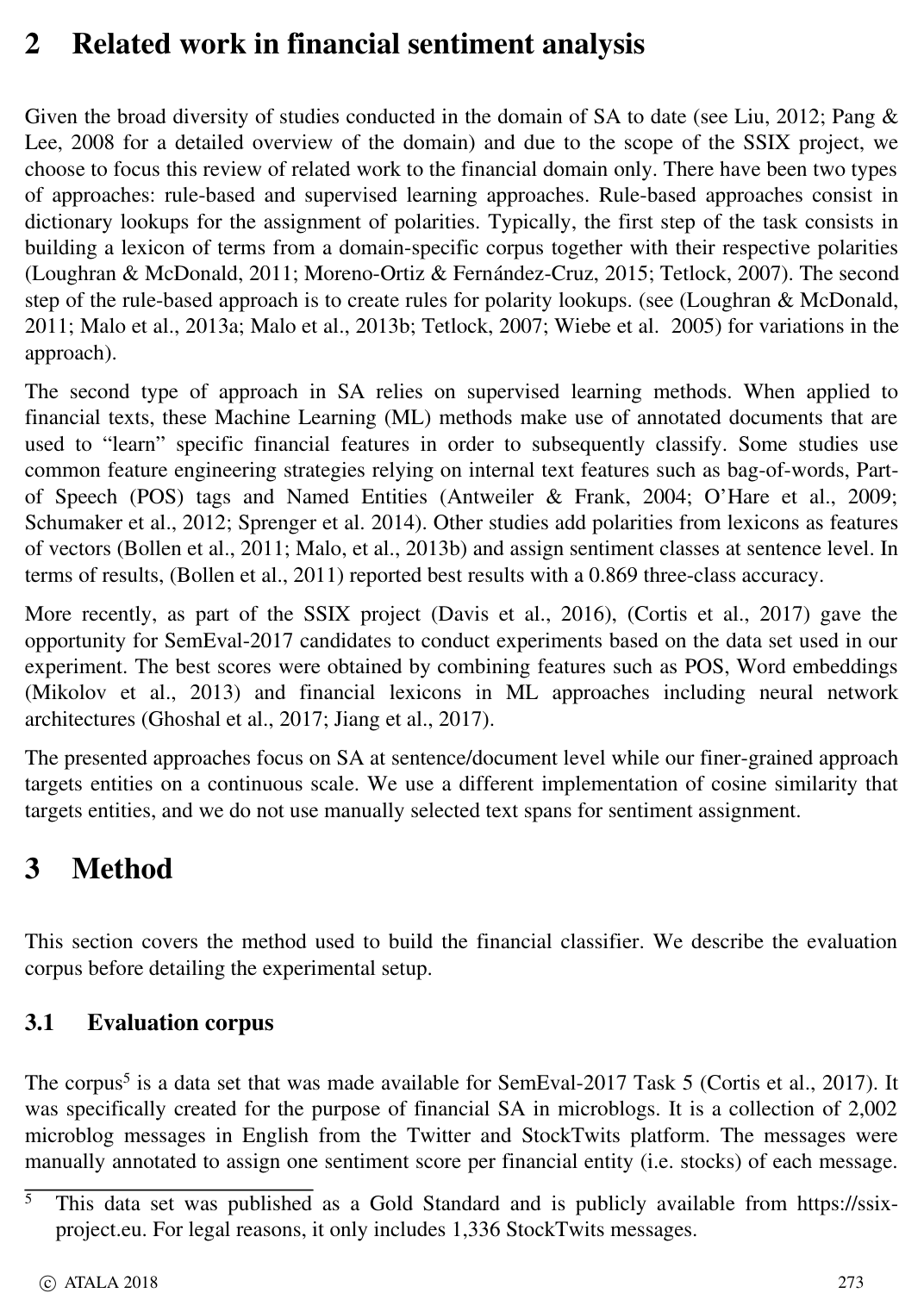## 2 Related work in financial sentiment analysis

Given the broad diversity of studies conducted in the domain of SA to date (see Liu, 2012; Pang & Lee, 2008 for a detailed overview of the domain) and due to the scope of the SSIX project, we choose to focus this review of related work to the financial domain only. There have been two types of approaches: rule-based and supervised learning approaches. Rule-based approaches consist in dictionary lookups for the assignment of polarities. Typically, the first step of the task consists in building a lexicon of terms from a domain-specific corpus together with their respective polarities (Loughran & McDonald, 2011; Moreno-Ortiz & Fernández-Cruz, 2015; Tetlock, 2007). The second step of the rule-based approach is to create rules for polarity lookups. (see (Loughran & McDonald, 2011; Malo et al., 2013a; Malo et al., 2013b; Tetlock, 2007; Wiebe et al. 2005) for variations in the approach).

The second type of approach in SA relies on supervised learning methods. When applied to financial texts, these Machine Learning (ML) methods make use of annotated documents that are used to "learn" specific financial features in order to subsequently classify. Some studies use common feature engineering strategies relying on internal text features such as bag-of-words, Part-of Speech (POS) tags and Named Entities (Antweiler & Frank, 2004; O'Hare et al., 2009; Schumaker et al., 2012; Sprenger et al. 2014). Other studies add polarities from lexicons as features of vectors (Bollen et al., 2011; Malo, et al., 2013b) and assign sentiment classes at sentence level. In terms of results, (Bollen et al., 2011) reported best results with a 0.869 three-class accuracy.

More recently, as part of the SSIX project (Davis et al., 2016), (Cortis et al., 2017) gave the opportunity for SemEval-2017 candidates to conduct experiments based on the data set used in our experiment. The best scores were obtained by combining features such as POS, Word embeddings (Mikolov et al., 2013) and financial lexicons in ML approaches including neural network architectures (Ghoshal et al., 2017; Jiang et al., 2017).

The presented approaches focus on SA at sentence/document level while our finer-grained approach targets entities on a continuous scale. We use a different implementation of cosine similarity that targets entities, and we do not use manually selected text spans for sentiment assignment.

## 3 Method

This section covers the method used to build the financial classifier. We describe the evaluation corpus before detailing the experimental setup.

### 3.1 Evaluation corpus

The corpus[5] is a data set that was made available for SemEval-2017 Task 5 (Cortis et al., 2017). It was specifically created for the purpose of financial SA in microblogs. It is a collection of 2,002 microblog messages in English from the Twitter and StockTwits platform. The messages were manually annotated to assign one sentiment score per financial entity (i.e. stocks) of each message.

[5] This data set was published as a Gold Standard and is publicly available from https://ssix-project.eu. For legal reasons, it only includes 1,336 StockTwits messages.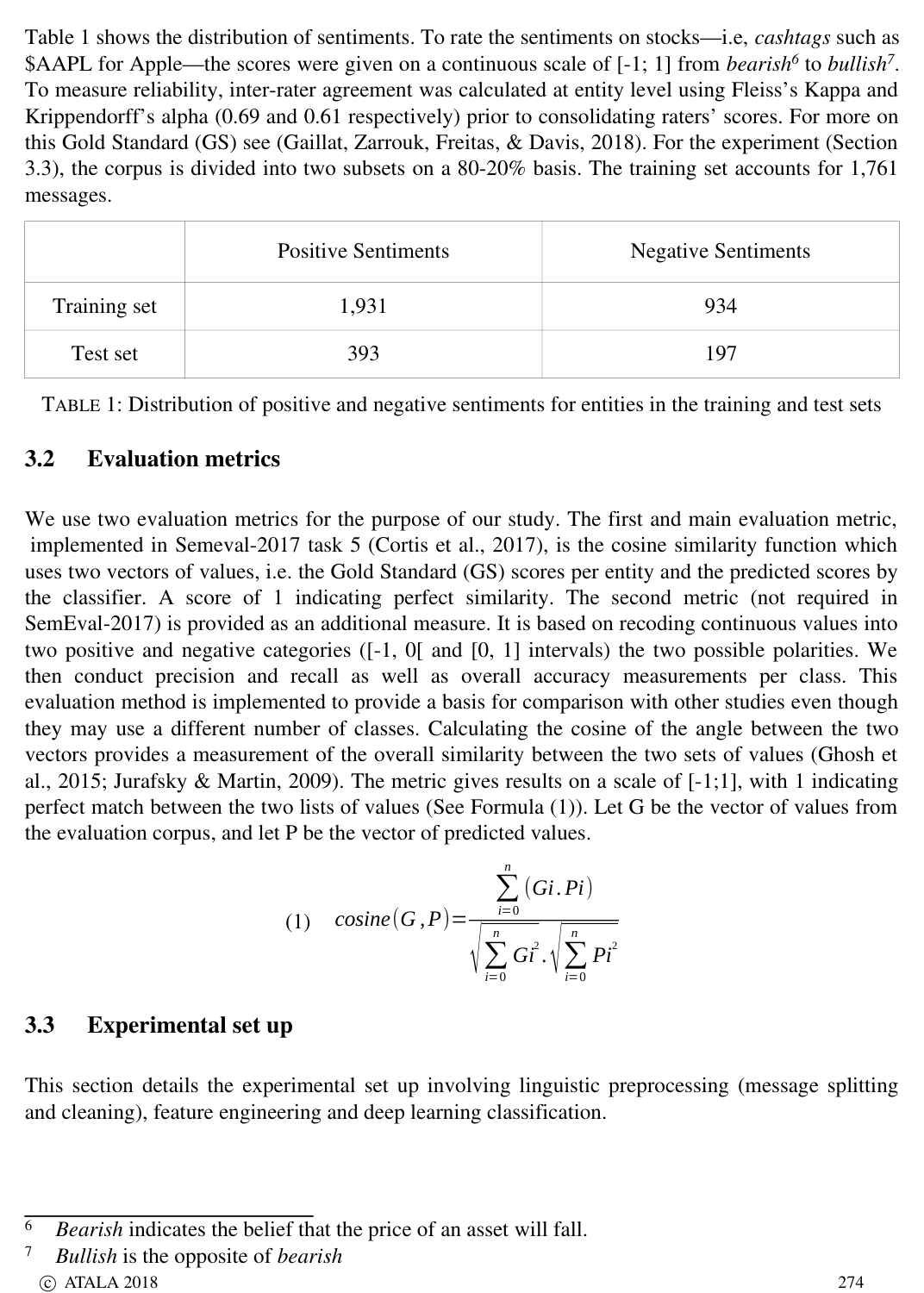Table 1 shows the distribution of sentiments. To rate the sentiments on stocks—i.e, *cashtags* such as $AAPL for Apple—the scores were given on a continuous scale of [-1; 1] from *bearish*[6] to *bullish*[7]. To measure reliability, inter-rater agreement was calculated at entity level using Fleiss's Kappa and Krippendorff's alpha (0.69 and 0.61 respectively) prior to consolidating raters' scores. For more on this Gold Standard (GS) see (Gaillat, Zarrouk, Freitas, & Davis, 2018). For the experiment (Section 3.3), the corpus is divided into two subsets on a 80-20% basis. The training set accounts for 1,761 messages.

| | Positive Sentiments | Negative Sentiments |
|---|---|---|
| Training set | 1,931 | 934 |
| Test set | 393 | 197 |

TABLE 1: Distribution of positive and negative sentiments for entities in the training and test sets

## 3.2 Evaluation metrics

We use two evaluation metrics for the purpose of our study. The first and main evaluation metric, implemented in Semeval-2017 task 5 (Cortis et al., 2017), is the cosine similarity function which uses two vectors of values, i.e. the Gold Standard (GS) scores per entity and the predicted scores by the classifier. A score of 1 indicating perfect similarity. The second metric (not required in SemEval-2017) is provided as an additional measure. It is based on recoding continuous values into two positive and negative categories ([-1, 0[ and [0, 1] intervals) the two possible polarities. We then conduct precision and recall as well as overall accuracy measurements per class. This evaluation method is implemented to provide a basis for comparison with other studies even though they may use a different number of classes. Calculating the cosine of the angle between the two vectors provides a measurement of the overall similarity between the two sets of values (Ghosh et al., 2015; Jurafsky & Martin, 2009). The metric gives results on a scale of [-1;1], with 1 indicating perfect match between the two lists of values (See Formula (1)). Let G be the vector of values from the evaluation corpus, and let P be the vector of predicted values.

$$\text{(1)} \quad cosine(G,P) = \frac{\sum_{i=0}^{n} (Gi.Pi)}{\sqrt{\sum_{i=0}^{n} Gi^2} . \sqrt{\sum_{i=0}^{n} Pi^2}}$$

## 3.3 Experimental set up

This section details the experimental set up involving linguistic preprocessing (message splitting and cleaning), feature engineering and deep learning classification.

---

[6] *Bearish* indicates the belief that the price of an asset will fall.

[7] *Bullish* is the opposite of *bearish*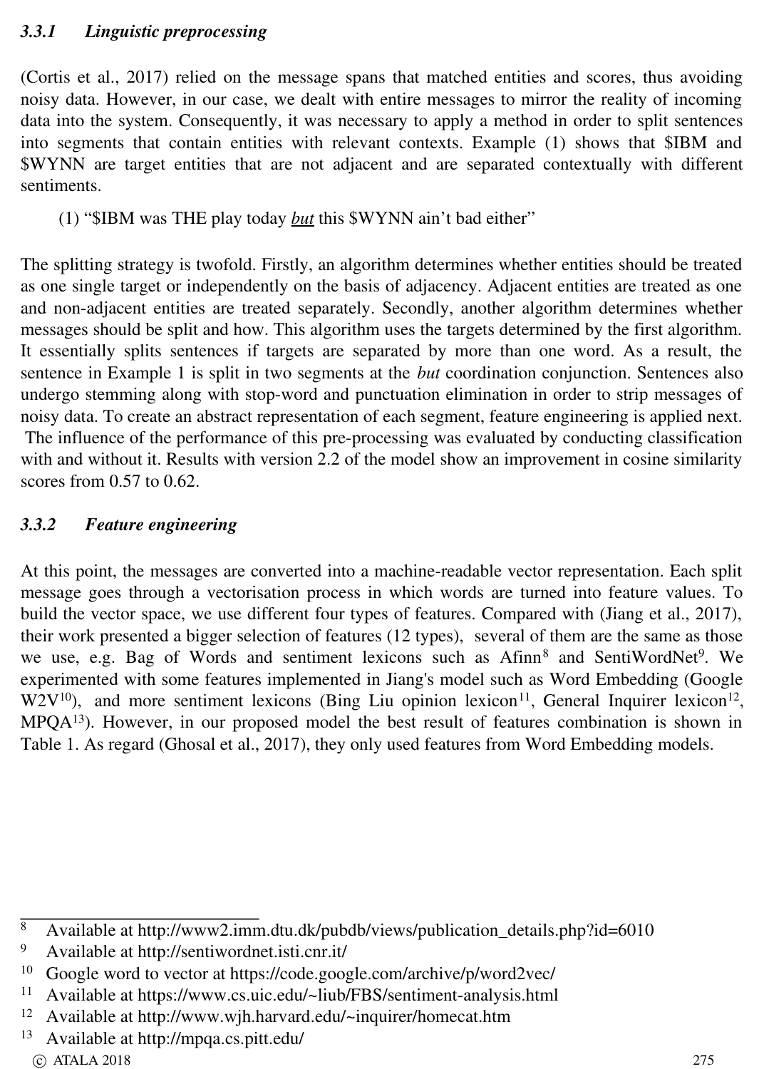### 3.3.1 Linguistic preprocessing

(Cortis et al., 2017) relied on the message spans that matched entities and scores, thus avoiding noisy data. However, in our case, we dealt with entire messages to mirror the reality of incoming data into the system. Consequently, it was necessary to apply a method in order to split sentences into segments that contain entities with relevant contexts. Example (1) shows that $IBM and $WYNN are target entities that are not adjacent and are separated contextually with different sentiments.

(1) "$IBM was THE play today ***but*** this $WYNN ain't bad either"

The splitting strategy is twofold. Firstly, an algorithm determines whether entities should be treated as one single target or independently on the basis of adjacency. Adjacent entities are treated as one and non-adjacent entities are treated separately. Secondly, another algorithm determines whether messages should be split and how. This algorithm uses the targets determined by the first algorithm. It essentially splits sentences if targets are separated by more than one word. As a result, the sentence in Example 1 is split in two segments at the *but* coordination conjunction. Sentences also undergo stemming along with stop-word and punctuation elimination in order to strip messages of noisy data. To create an abstract representation of each segment, feature engineering is applied next. The influence of the performance of this pre-processing was evaluated by conducting classification with and without it. Results with version 2.2 of the model show an improvement in cosine similarity scores from 0.57 to 0.62.

### 3.3.2 Feature engineering

At this point, the messages are converted into a machine-readable vector representation. Each split message goes through a vectorisation process in which words are turned into feature values. To build the vector space, we use different four types of features. Compared with (Jiang et al., 2017), their work presented a bigger selection of features (12 types), several of them are the same as those we use, e.g. Bag of Words and sentiment lexicons such as Afinn[8] and SentiWordNet[9]. We experimented with some features implemented in Jiang's model such as Word Embedding (Google W2V[10]), and more sentiment lexicons (Bing Liu opinion lexicon[11], General Inquirer lexicon[12], MPQA[13]). However, in our proposed model the best result of features combination is shown in Table 1. As regard (Ghosal et al., 2017), they only used features from Word Embedding models.

---

[8] Available at http://www2.imm.dtu.dk/pubdb/views/publication_details.php?id=6010

[9] Available at http://sentiwordnet.isti.cnr.it/

[10] Google word to vector at https://code.google.com/archive/p/word2vec/

[11] Available at https://www.cs.uic.edu/~liub/FBS/sentiment-analysis.html

[12] Available at http://www.wjh.harvard.edu/~inquirer/homecat.htm

[13] Available at http://mpqa.cs.pitt.edu/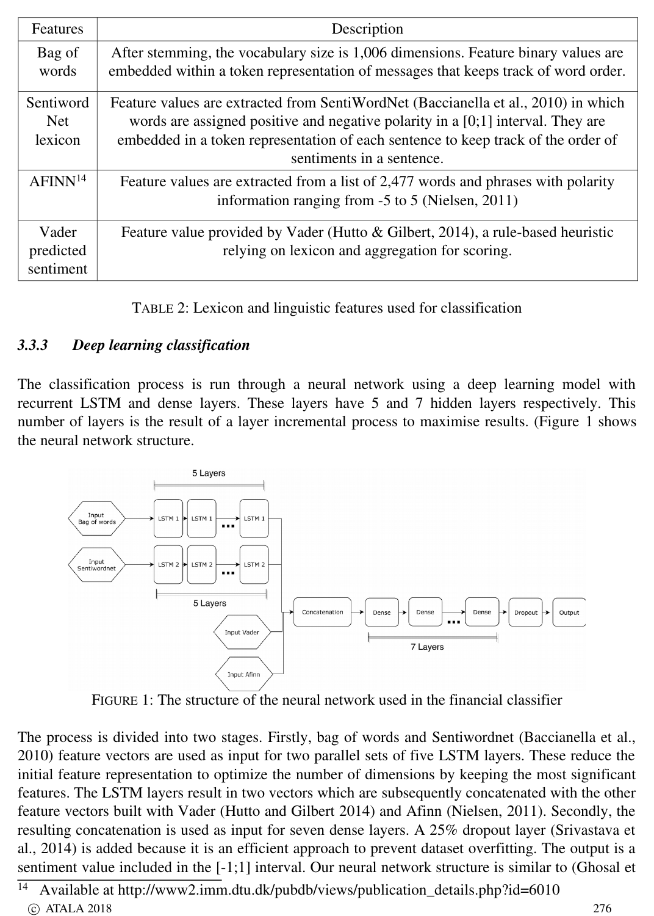| Features | Description |
| --- | --- |
| Bag of words | After stemming, the vocabulary size is 1,006 dimensions. Feature binary values are embedded within a token representation of messages that keeps track of word order. |
| Sentiword Net lexicon | Feature values are extracted from SentiWordNet (Baccianella et al., 2010) in which words are assigned positive and negative polarity in a [0;1] interval. They are embedded in a token representation of each sentence to keep track of the order of sentiments in a sentence. |
| AFINN[14] | Feature values are extracted from a list of 2,477 words and phrases with polarity information ranging from -5 to 5 (Nielsen, 2011) |
| Vader predicted sentiment | Feature value provided by Vader (Hutto & Gilbert, 2014), a rule-based heuristic relying on lexicon and aggregation for scoring. |

TABLE 2: Lexicon and linguistic features used for classification

### *3.3.3 Deep learning classification*

The classification process is run through a neural network using a deep learning model with recurrent LSTM and dense layers. These layers have 5 and 7 hidden layers respectively. This number of layers is the result of a layer incremental process to maximise results. (Figure 1 shows the neural network structure.

FIGURE 1: The structure of the neural network used in the financial classifier

The process is divided into two stages. Firstly, bag of words and Sentiwordnet (Baccianella et al., 2010) feature vectors are used as input for two parallel sets of five LSTM layers. These reduce the initial feature representation to optimize the number of dimensions by keeping the most significant features. The LSTM layers result in two vectors which are subsequently concatenated with the other feature vectors built with Vader (Hutto and Gilbert 2014) and Afinn (Nielsen, 2011). Secondly, the resulting concatenation is used as input for seven dense layers. A 25% dropout layer (Srivastava et al., 2014) is added because it is an efficient approach to prevent dataset overfitting. The output is a sentiment value included in the [-1;1] interval. Our neural network structure is similar to (Ghosal et

[14] Available at http://www2.imm.dtu.dk/pubdb/views/publication_details.php?id=6010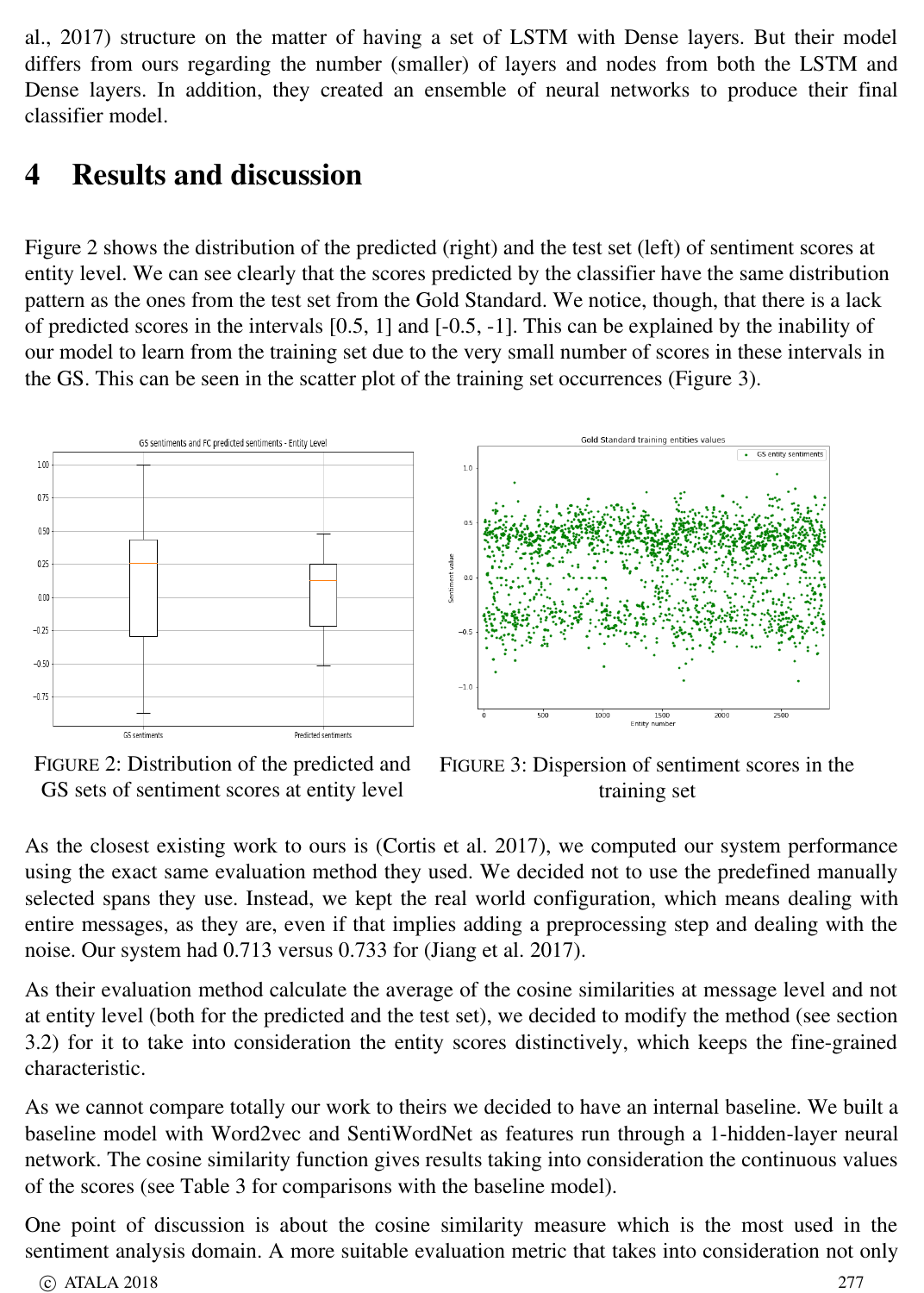al., 2017) structure on the matter of having a set of LSTM with Dense layers. But their model differs from ours regarding the number (smaller) of layers and nodes from both the LSTM and Dense layers. In addition, they created an ensemble of neural networks to produce their final classifier model.

# 4 Results and discussion

Figure 2 shows the distribution of the predicted (right) and the test set (left) of sentiment scores at entity level. We can see clearly that the scores predicted by the classifier have the same distribution pattern as the ones from the test set from the Gold Standard. We notice, though, that there is a lack of predicted scores in the intervals [0.5, 1] and [-0.5, -1]. This can be explained by the inability of our model to learn from the training set due to the very small number of scores in these intervals in the GS. This can be seen in the scatter plot of the training set occurrences (Figure 3).

FIGURE 2: Distribution of the predicted and GS sets of sentiment scores at entity level

FIGURE 3: Dispersion of sentiment scores in the training set

As the closest existing work to ours is (Cortis et al. 2017), we computed our system performance using the exact same evaluation method they used. We decided not to use the predefined manually selected spans they use. Instead, we kept the real world configuration, which means dealing with entire messages, as they are, even if that implies adding a preprocessing step and dealing with the noise. Our system had 0.713 versus 0.733 for (Jiang et al. 2017).

As their evaluation method calculate the average of the cosine similarities at message level and not at entity level (both for the predicted and the test set), we decided to modify the method (see section 3.2) for it to take into consideration the entity scores distinctively, which keeps the fine-grained characteristic.

As we cannot compare totally our work to theirs we decided to have an internal baseline. We built a baseline model with Word2vec and SentiWordNet as features run through a 1-hidden-layer neural network. The cosine similarity function gives results taking into consideration the continuous values of the scores (see Table 3 for comparisons with the baseline model).

One point of discussion is about the cosine similarity measure which is the most used in the sentiment analysis domain. A more suitable evaluation metric that takes into consideration not only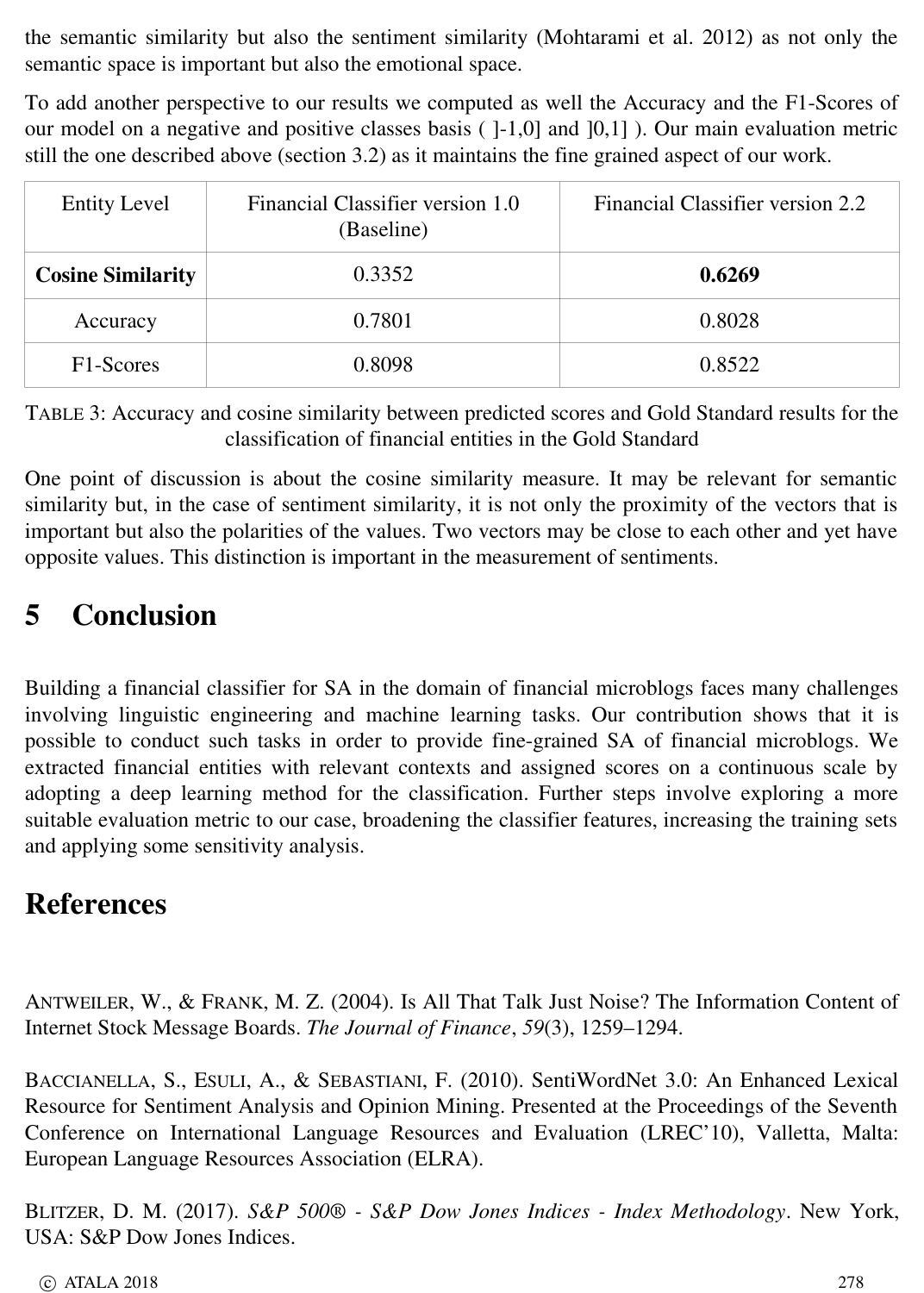the semantic similarity but also the sentiment similarity (Mohtarami et al. 2012) as not only the semantic space is important but also the emotional space.

To add another perspective to our results we computed as well the Accuracy and the F1-Scores of our model on a negative and positive classes basis ( ]-1,0] and ]0,1] ). Our main evaluation metric still the one described above (section 3.2) as it maintains the fine grained aspect of our work.

| Entity Level | Financial Classifier version 1.0 (Baseline) | Financial Classifier version 2.2 |
|---|---|---|
| **Cosine Similarity** | 0.3352 | **0.6269** |
| Accuracy | 0.7801 | 0.8028 |
| F1-Scores | 0.8098 | 0.8522 |

TABLE 3: Accuracy and cosine similarity between predicted scores and Gold Standard results for the classification of financial entities in the Gold Standard

One point of discussion is about the cosine similarity measure. It may be relevant for semantic similarity but, in the case of sentiment similarity, it is not only the proximity of the vectors that is important but also the polarities of the values. Two vectors may be close to each other and yet have opposite values. This distinction is important in the measurement of sentiments.

# 5 Conclusion

Building a financial classifier for SA in the domain of financial microblogs faces many challenges involving linguistic engineering and machine learning tasks. Our contribution shows that it is possible to conduct such tasks in order to provide fine-grained SA of financial microblogs. We extracted financial entities with relevant contexts and assigned scores on a continuous scale by adopting a deep learning method for the classification. Further steps involve exploring a more suitable evaluation metric to our case, broadening the classifier features, increasing the training sets and applying some sensitivity analysis.

# References

ANTWEILER, W., & FRANK, M. Z. (2004). Is All That Talk Just Noise? The Information Content of Internet Stock Message Boards. *The Journal of Finance*, *59*(3), 1259–1294.

BACCIANELLA, S., ESULI, A., & SEBASTIANI, F. (2010). SentiWordNet 3.0: An Enhanced Lexical Resource for Sentiment Analysis and Opinion Mining. Presented at the Proceedings of the Seventh Conference on International Language Resources and Evaluation (LREC'10), Valletta, Malta: European Language Resources Association (ELRA).

BLITZER, D. M. (2017). *S&P 500® - S&P Dow Jones Indices - Index Methodology*. New York, USA: S&P Dow Jones Indices.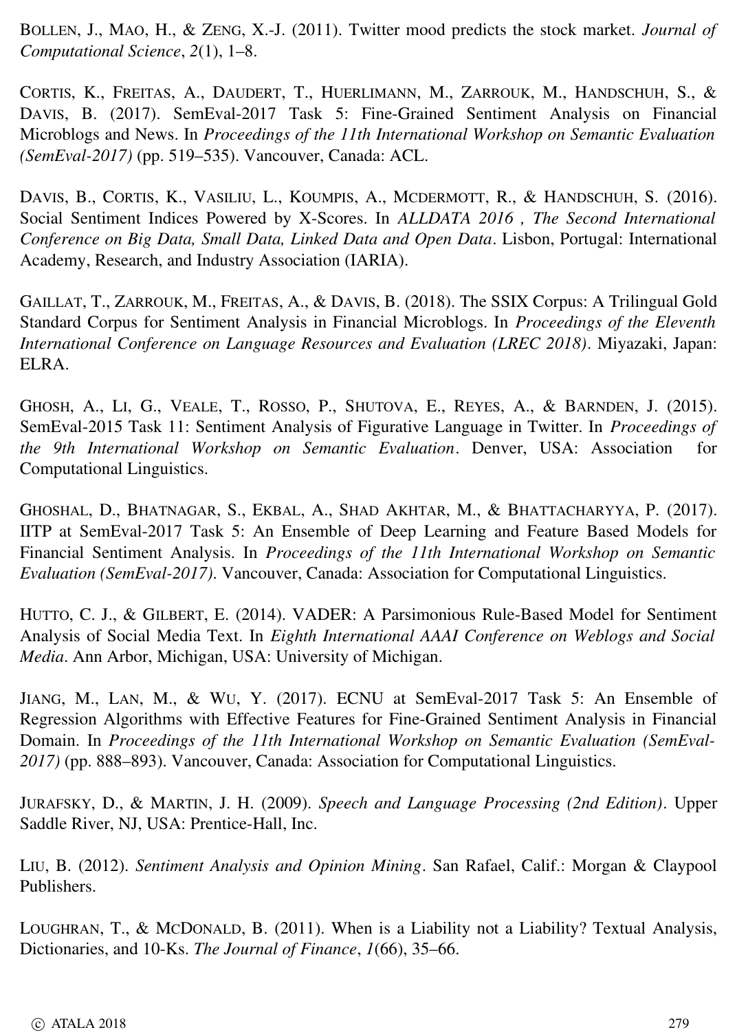BOLLEN, J., MAO, H., & ZENG, X.-J. (2011). Twitter mood predicts the stock market. *Journal of Computational Science*, *2*(1), 1–8.

CORTIS, K., FREITAS, A., DAUDERT, T., HUERLIMANN, M., ZARROUK, M., HANDSCHUH, S., & DAVIS, B. (2017). SemEval-2017 Task 5: Fine-Grained Sentiment Analysis on Financial Microblogs and News. In *Proceedings of the 11th International Workshop on Semantic Evaluation (SemEval-2017)* (pp. 519–535). Vancouver, Canada: ACL.

DAVIS, B., CORTIS, K., VASILIU, L., KOUMPIS, A., MCDERMOTT, R., & HANDSCHUH, S. (2016). Social Sentiment Indices Powered by X-Scores. In *ALLDATA 2016 , The Second International Conference on Big Data, Small Data, Linked Data and Open Data*. Lisbon, Portugal: International Academy, Research, and Industry Association (IARIA).

GAILLAT, T., ZARROUK, M., FREITAS, A., & DAVIS, B. (2018). The SSIX Corpus: A Trilingual Gold Standard Corpus for Sentiment Analysis in Financial Microblogs. In *Proceedings of the Eleventh International Conference on Language Resources and Evaluation (LREC 2018)*. Miyazaki, Japan: ELRA.

GHOSH, A., LI, G., VEALE, T., ROSSO, P., SHUTOVA, E., REYES, A., & BARNDEN, J. (2015). SemEval-2015 Task 11: Sentiment Analysis of Figurative Language in Twitter. In *Proceedings of the 9th International Workshop on Semantic Evaluation*. Denver, USA: Association for Computational Linguistics.

GHOSHAL, D., BHATNAGAR, S., EKBAL, A., SHAD AKHTAR, M., & BHATTACHARYYA, P. (2017). IITP at SemEval-2017 Task 5: An Ensemble of Deep Learning and Feature Based Models for Financial Sentiment Analysis. In *Proceedings of the 11th International Workshop on Semantic Evaluation (SemEval-2017)*. Vancouver, Canada: Association for Computational Linguistics.

HUTTO, C. J., & GILBERT, E. (2014). VADER: A Parsimonious Rule-Based Model for Sentiment Analysis of Social Media Text. In *Eighth International AAAI Conference on Weblogs and Social Media*. Ann Arbor, Michigan, USA: University of Michigan.

JIANG, M., LAN, M., & WU, Y. (2017). ECNU at SemEval-2017 Task 5: An Ensemble of Regression Algorithms with Effective Features for Fine-Grained Sentiment Analysis in Financial Domain. In *Proceedings of the 11th International Workshop on Semantic Evaluation (SemEval-2017)* (pp. 888–893). Vancouver, Canada: Association for Computational Linguistics.

JURAFSKY, D., & MARTIN, J. H. (2009). *Speech and Language Processing (2nd Edition)*. Upper Saddle River, NJ, USA: Prentice-Hall, Inc.

LIU, B. (2012). *Sentiment Analysis and Opinion Mining*. San Rafael, Calif.: Morgan & Claypool Publishers.

LOUGHRAN, T., & MCDONALD, B. (2011). When is a Liability not a Liability? Textual Analysis, Dictionaries, and 10-Ks. *The Journal of Finance*, *1*(66), 35–66.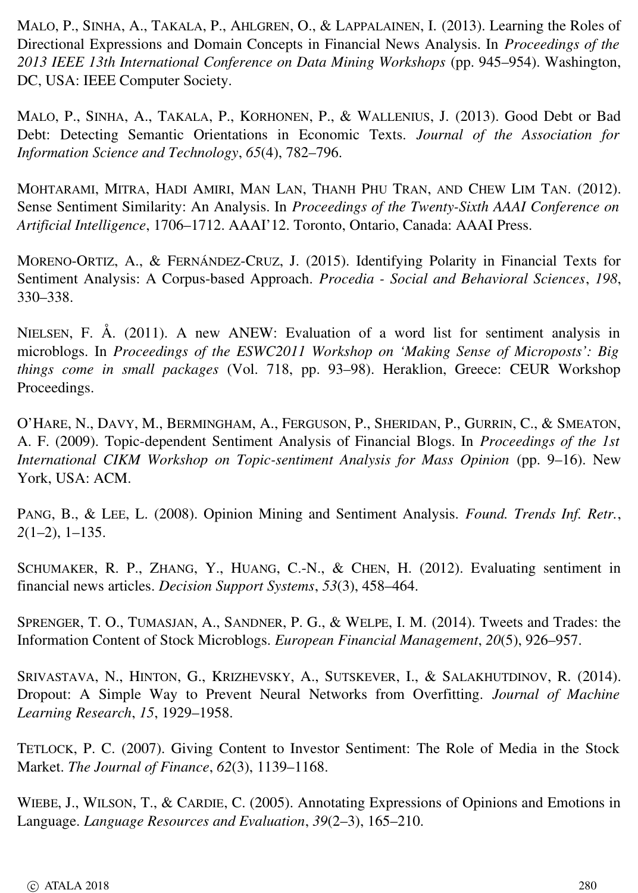MALO, P., SINHA, A., TAKALA, P., AHLGREN, O., & LAPPALAINEN, I. (2013). Learning the Roles of Directional Expressions and Domain Concepts in Financial News Analysis. In *Proceedings of the 2013 IEEE 13th International Conference on Data Mining Workshops* (pp. 945–954). Washington, DC, USA: IEEE Computer Society.

MALO, P., SINHA, A., TAKALA, P., KORHONEN, P., & WALLENIUS, J. (2013). Good Debt or Bad Debt: Detecting Semantic Orientations in Economic Texts. *Journal of the Association for Information Science and Technology*, *65*(4), 782–796.

MOHTARAMI, MITRA, HADI AMIRI, MAN LAN, THANH PHU TRAN, AND CHEW LIM TAN. (2012). Sense Sentiment Similarity: An Analysis. In *Proceedings of the Twenty-Sixth AAAI Conference on Artificial Intelligence*, 1706–1712. AAAI'12. Toronto, Ontario, Canada: AAAI Press.

MORENO-ORTIZ, A., & FERNÁNDEZ-CRUZ, J. (2015). Identifying Polarity in Financial Texts for Sentiment Analysis: A Corpus-based Approach. *Procedia - Social and Behavioral Sciences*, *198*, 330–338.

NIELSEN, F. Å. (2011). A new ANEW: Evaluation of a word list for sentiment analysis in microblogs. In *Proceedings of the ESWC2011 Workshop on 'Making Sense of Microposts': Big things come in small packages* (Vol. 718, pp. 93–98). Heraklion, Greece: CEUR Workshop Proceedings.

O'HARE, N., DAVY, M., BERMINGHAM, A., FERGUSON, P., SHERIDAN, P., GURRIN, C., & SMEATON, A. F. (2009). Topic-dependent Sentiment Analysis of Financial Blogs. In *Proceedings of the 1st International CIKM Workshop on Topic-sentiment Analysis for Mass Opinion* (pp. 9–16). New York, USA: ACM.

PANG, B., & LEE, L. (2008). Opinion Mining and Sentiment Analysis. *Found. Trends Inf. Retr.*, *2*(1–2), 1–135.

SCHUMAKER, R. P., ZHANG, Y., HUANG, C.-N., & CHEN, H. (2012). Evaluating sentiment in financial news articles. *Decision Support Systems*, *53*(3), 458–464.

SPRENGER, T. O., TUMASJAN, A., SANDNER, P. G., & WELPE, I. M. (2014). Tweets and Trades: the Information Content of Stock Microblogs. *European Financial Management*, *20*(5), 926–957.

SRIVASTAVA, N., HINTON, G., KRIZHEVSKY, A., SUTSKEVER, I., & SALAKHUTDINOV, R. (2014). Dropout: A Simple Way to Prevent Neural Networks from Overfitting. *Journal of Machine Learning Research*, *15*, 1929–1958.

TETLOCK, P. C. (2007). Giving Content to Investor Sentiment: The Role of Media in the Stock Market. *The Journal of Finance*, *62*(3), 1139–1168.

WIEBE, J., WILSON, T., & CARDIE, C. (2005). Annotating Expressions of Opinions and Emotions in Language. *Language Resources and Evaluation*, *39*(2–3), 165–210.